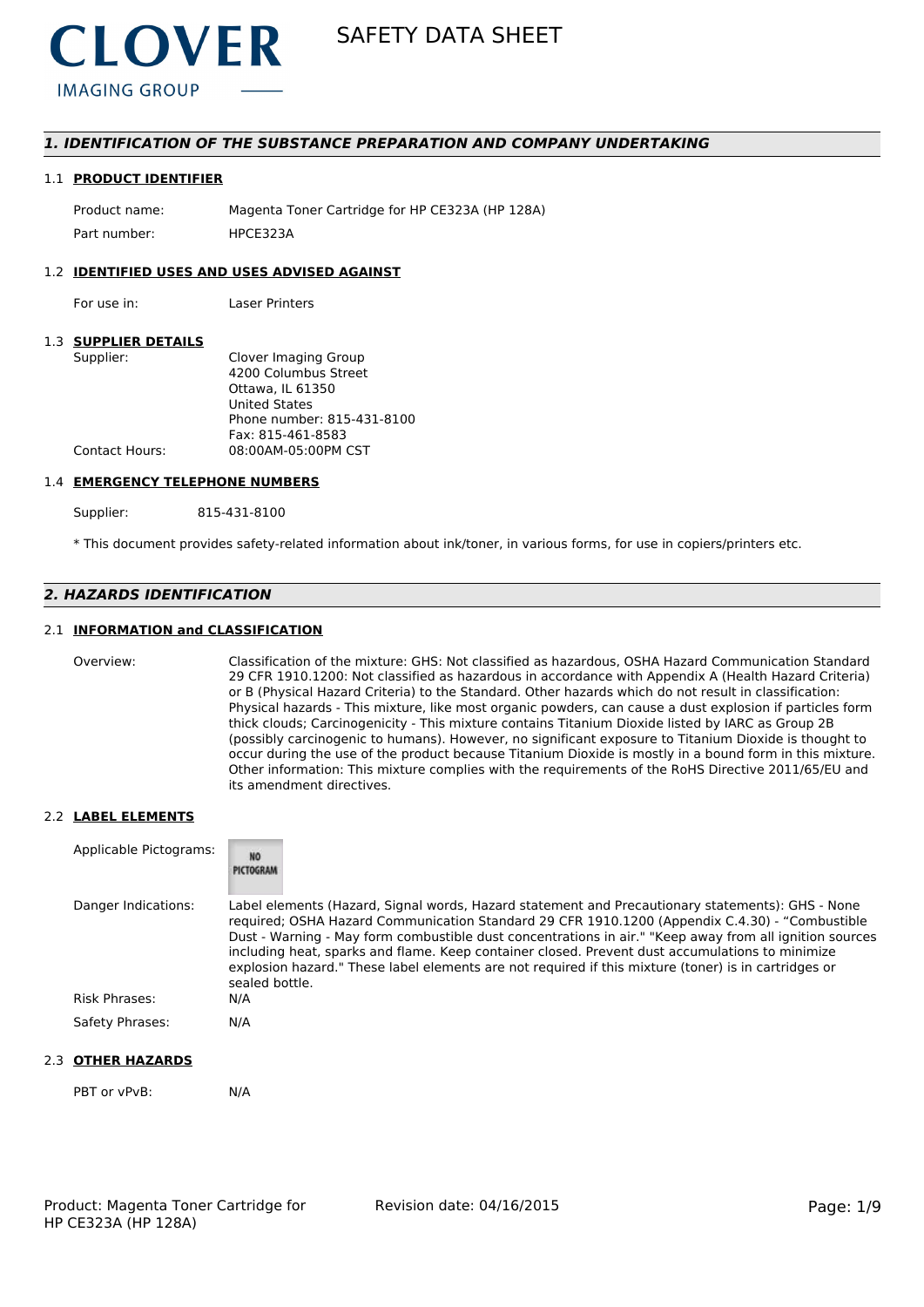CLOVER
IMAGING GROUP

# SAFETY DATA SHEET

## 1. IDENTIFICATION OF THE SUBSTANCE PREPARATION AND COMPANY UNDERTAKING

### 1.1 PRODUCT IDENTIFIER

| | |
|---|---|
| Product name: | Magenta Toner Cartridge for HP CE323A (HP 128A) |
| Part number: | HPCE323A |

### 1.2 IDENTIFIED USES AND USES ADVISED AGAINST

| | |
|---|---|
| For use in: | Laser Printers |

### 1.3 SUPPLIER DETAILS

| | |
|---|---|
| Supplier: | Clover Imaging Group<br>4200 Columbus Street<br>Ottawa, IL 61350<br>United States<br>Phone number: 815-431-8100<br>Fax: 815-461-8583 |
| Contact Hours: | 08:00AM-05:00PM CST |

### 1.4 EMERGENCY TELEPHONE NUMBERS

| | |
|---|---|
| Supplier: | 815-431-8100 |

* This document provides safety-related information about ink/toner, in various forms, for use in copiers/printers etc.

## 2. HAZARDS IDENTIFICATION

### 2.1 INFORMATION and CLASSIFICATION

Overview: Classification of the mixture: GHS: Not classified as hazardous, OSHA Hazard Communication Standard 29 CFR 1910.1200: Not classified as hazardous in accordance with Appendix A (Health Hazard Criteria) or B (Physical Hazard Criteria) to the Standard. Other hazards which do not result in classification: Physical hazards - This mixture, like most organic powders, can cause a dust explosion if particles form thick clouds; Carcinogenicity - This mixture contains Titanium Dioxide listed by IARC as Group 2B (possibly carcinogenic to humans). However, no significant exposure to Titanium Dioxide is thought to occur during the use of the product because Titanium Dioxide is mostly in a bound form in this mixture. Other information: This mixture complies with the requirements of the RoHS Directive 2011/65/EU and its amendment directives.

### 2.2 LABEL ELEMENTS

| | |
|---|---|
| Applicable Pictograms: | NO PICTOGRAM |
| Danger Indications: | Label elements (Hazard, Signal words, Hazard statement and Precautionary statements): GHS - None required; OSHA Hazard Communication Standard 29 CFR 1910.1200 (Appendix C.4.30) - “Combustible Dust - Warning - May form combustible dust concentrations in air." "Keep away from all ignition sources including heat, sparks and flame. Keep container closed. Prevent dust accumulations to minimize explosion hazard." These label elements are not required if this mixture (toner) is in cartridges or sealed bottle. |
| Risk Phrases: | N/A |
| Safety Phrases: | N/A |

### 2.3 OTHER HAZARDS

| | |
|---|---|
| PBT or vPvB: | N/A |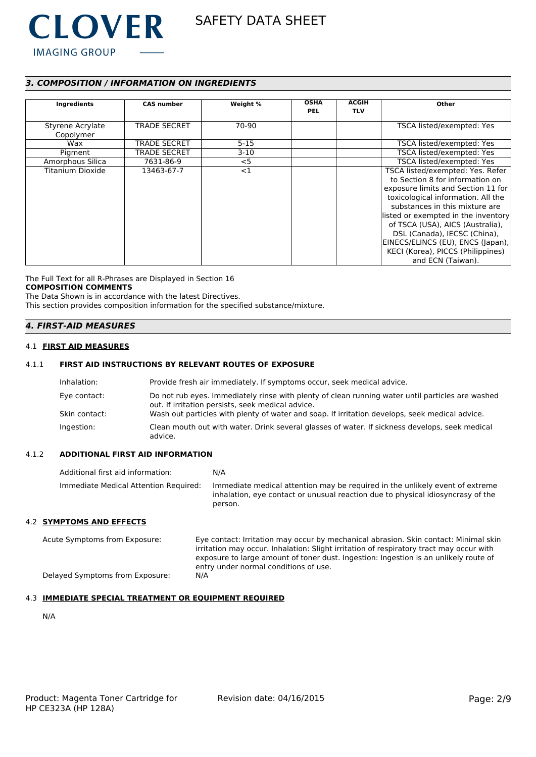## 3. COMPOSITION / INFORMATION ON INGREDIENTS

| Ingredients | CAS number | Weight % | OSHA PEL | ACGIH TLV | Other |
|---|---|---|---|---|---|
| Styrene Acrylate Copolymer | TRADE SECRET | 70-90 | | | TSCA listed/exempted: Yes |
| Wax | TRADE SECRET | 5-15 | | | TSCA listed/exempted: Yes |
| Pigment | TRADE SECRET | 3-10 | | | TSCA listed/exempted: Yes |
| Amorphous Silica | 7631-86-9 | <5 | | | TSCA listed/exempted: Yes |
| Titanium Dioxide | 13463-67-7 | <1 | | | TSCA listed/exempted: Yes. Refer to Section 8 for information on exposure limits and Section 11 for toxicological information. All the substances in this mixture are listed or exempted in the inventory of TSCA (USA), AICS (Australia), DSL (Canada), IECSC (China), EINECS/ELINCS (EU), ENCS (Japan), KECI (Korea), PICCS (Philippines) and ECN (Taiwan). |

The Full Text for all R-Phrases are Displayed in Section 16

**COMPOSITION COMMENTS**

The Data Shown is in accordance with the latest Directives.
This section provides composition information for the specified substance/mixture.

## 4. FIRST-AID MEASURES

### 4.1 FIRST AID MEASURES

#### 4.1.1 FIRST AID INSTRUCTIONS BY RELEVANT ROUTES OF EXPOSURE

Inhalation: Provide fresh air immediately. If symptoms occur, seek medical advice.

Eye contact: Do not rub eyes. Immediately rinse with plenty of clean running water until particles are washed out. If irritation persists, seek medical advice.

Skin contact: Wash out particles with plenty of water and soap. If irritation develops, seek medical advice.

Ingestion: Clean mouth out with water. Drink several glasses of water. If sickness develops, seek medical advice.

#### 4.1.2 ADDITIONAL FIRST AID INFORMATION

Additional first aid information: N/A

Immediate Medical Attention Required: Immediate medical attention may be required in the unlikely event of extreme inhalation, eye contact or unusual reaction due to physical idiosyncrasy of the person.

### 4.2 SYMPTOMS AND EFFECTS

Acute Symptoms from Exposure: Eye contact: Irritation may occur by mechanical abrasion. Skin contact: Minimal skin irritation may occur. Inhalation: Slight irritation of respiratory tract may occur with exposure to large amount of toner dust. Ingestion: Ingestion is an unlikely route of entry under normal conditions of use.

Delayed Symptoms from Exposure: N/A

### 4.3 IMMEDIATE SPECIAL TREATMENT OR EQUIPMENT REQUIRED

N/A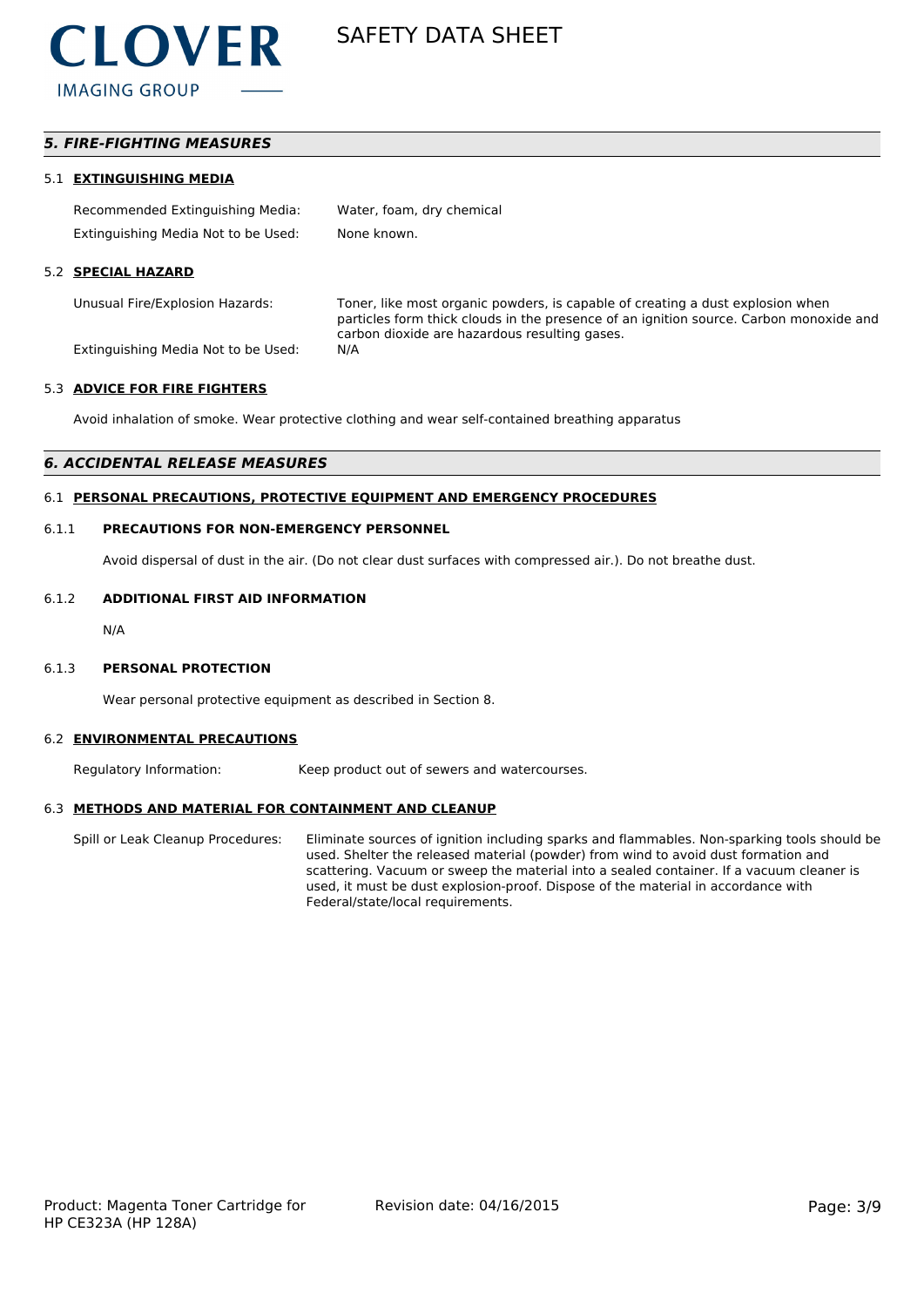## *5. FIRE-FIGHTING MEASURES*

### 5.1 EXTINGUISHING MEDIA

| | |
|---|---|
| Recommended Extinguishing Media: | Water, foam, dry chemical |
| Extinguishing Media Not to be Used: | None known. |

### 5.2 SPECIAL HAZARD

| | |
|---|---|
| Unusual Fire/Explosion Hazards: | Toner, like most organic powders, is capable of creating a dust explosion when particles form thick clouds in the presence of an ignition source. Carbon monoxide and carbon dioxide are hazardous resulting gases. |
| Extinguishing Media Not to be Used: | N/A |

### 5.3 ADVICE FOR FIRE FIGHTERS

Avoid inhalation of smoke. Wear protective clothing and wear self-contained breathing apparatus

## *6. ACCIDENTAL RELEASE MEASURES*

### 6.1 PERSONAL PRECAUTIONS, PROTECTIVE EQUIPMENT AND EMERGENCY PROCEDURES

#### 6.1.1 PRECAUTIONS FOR NON-EMERGENCY PERSONNEL

Avoid dispersal of dust in the air. (Do not clear dust surfaces with compressed air.). Do not breathe dust.

#### 6.1.2 ADDITIONAL FIRST AID INFORMATION

N/A

#### 6.1.3 PERSONAL PROTECTION

Wear personal protective equipment as described in Section 8.

### 6.2 ENVIRONMENTAL PRECAUTIONS

| | |
|---|---|
| Regulatory Information: | Keep product out of sewers and watercourses. |

### 6.3 METHODS AND MATERIAL FOR CONTAINMENT AND CLEANUP

| | |
|---|---|
| Spill or Leak Cleanup Procedures: | Eliminate sources of ignition including sparks and flammables. Non-sparking tools should be used. Shelter the released material (powder) from wind to avoid dust formation and scattering. Vacuum or sweep the material into a sealed container. If a vacuum cleaner is used, it must be dust explosion-proof. Dispose of the material in accordance with Federal/state/local requirements. |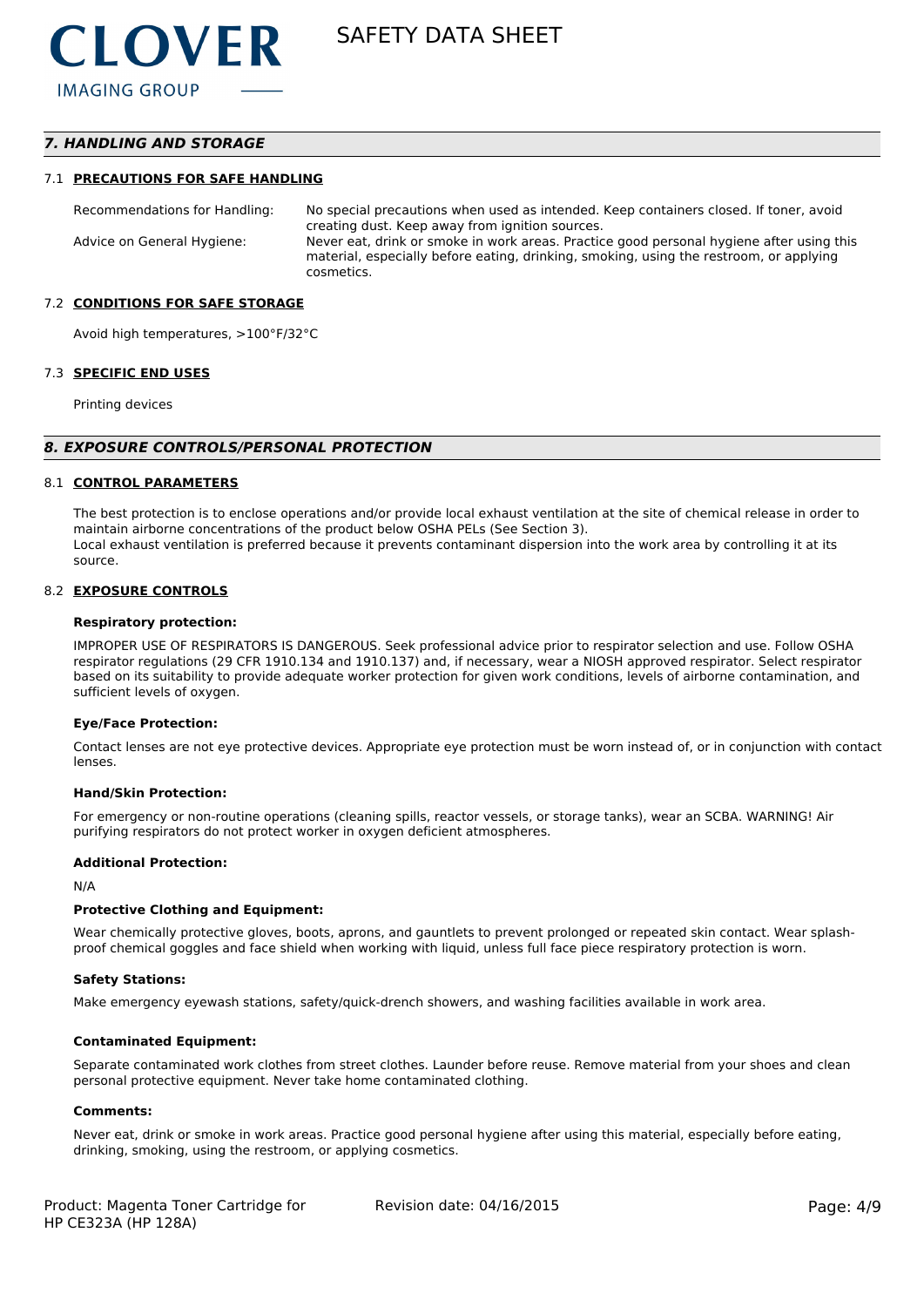## 7. HANDLING AND STORAGE

### 7.1 PRECAUTIONS FOR SAFE HANDLING

| | |
|---|---|
| Recommendations for Handling: | No special precautions when used as intended. Keep containers closed. If toner, avoid creating dust. Keep away from ignition sources. |
| Advice on General Hygiene: | Never eat, drink or smoke in work areas. Practice good personal hygiene after using this material, especially before eating, drinking, smoking, using the restroom, or applying cosmetics. |

### 7.2 CONDITIONS FOR SAFE STORAGE

Avoid high temperatures, >100°F/32°C

### 7.3 SPECIFIC END USES

Printing devices

## 8. EXPOSURE CONTROLS/PERSONAL PROTECTION

### 8.1 CONTROL PARAMETERS

The best protection is to enclose operations and/or provide local exhaust ventilation at the site of chemical release in order to maintain airborne concentrations of the product below OSHA PELs (See Section 3).
Local exhaust ventilation is preferred because it prevents contaminant dispersion into the work area by controlling it at its source.

### 8.2 EXPOSURE CONTROLS

**Respiratory protection:**

IMPROPER USE OF RESPIRATORS IS DANGEROUS. Seek professional advice prior to respirator selection and use. Follow OSHA respirator regulations (29 CFR 1910.134 and 1910.137) and, if necessary, wear a NIOSH approved respirator. Select respirator based on its suitability to provide adequate worker protection for given work conditions, levels of airborne contamination, and sufficient levels of oxygen.

**Eye/Face Protection:**

Contact lenses are not eye protective devices. Appropriate eye protection must be worn instead of, or in conjunction with contact lenses.

**Hand/Skin Protection:**

For emergency or non-routine operations (cleaning spills, reactor vessels, or storage tanks), wear an SCBA. WARNING! Air purifying respirators do not protect worker in oxygen deficient atmospheres.

**Additional Protection:**

N/A

**Protective Clothing and Equipment:**

Wear chemically protective gloves, boots, aprons, and gauntlets to prevent prolonged or repeated skin contact. Wear splash-proof chemical goggles and face shield when working with liquid, unless full face piece respiratory protection is worn.

**Safety Stations:**

Make emergency eyewash stations, safety/quick-drench showers, and washing facilities available in work area.

**Contaminated Equipment:**

Separate contaminated work clothes from street clothes. Launder before reuse. Remove material from your shoes and clean personal protective equipment. Never take home contaminated clothing.

**Comments:**

Never eat, drink or smoke in work areas. Practice good personal hygiene after using this material, especially before eating, drinking, smoking, using the restroom, or applying cosmetics.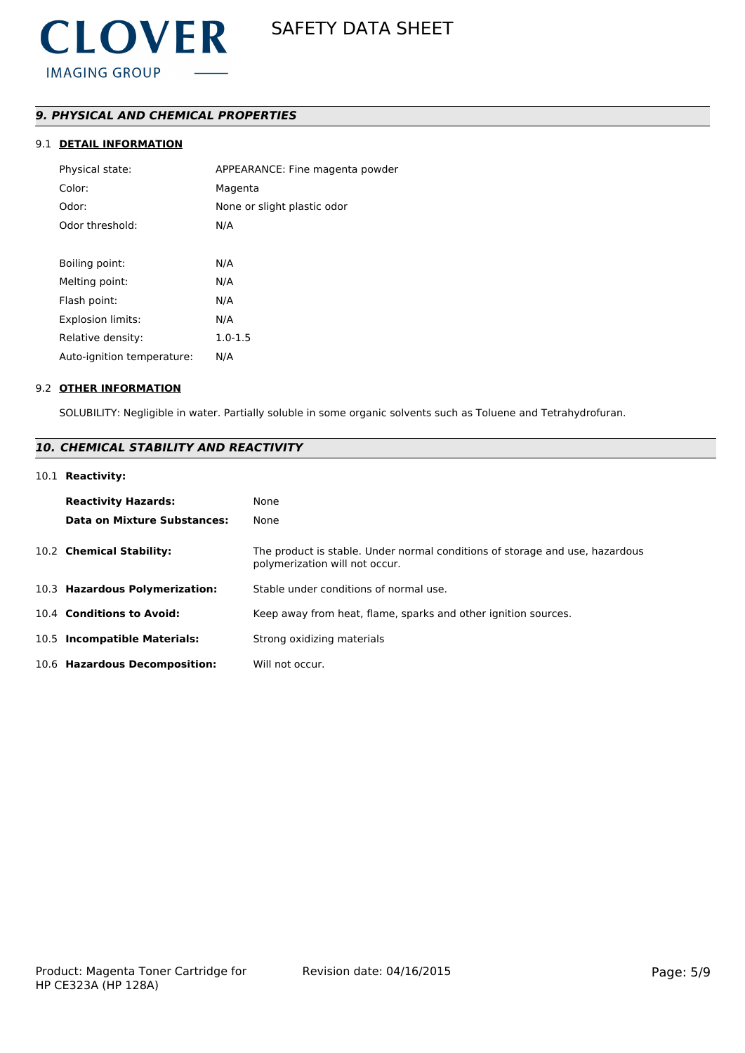## *9. PHYSICAL AND CHEMICAL PROPERTIES*

### 9.1 DETAIL INFORMATION

| | |
|---|---|
| Physical state: | APPEARANCE: Fine magenta powder |
| Color: | Magenta |
| Odor: | None or slight plastic odor |
| Odor threshold: | N/A |
| | |
| Boiling point: | N/A |
| Melting point: | N/A |
| Flash point: | N/A |
| Explosion limits: | N/A |
| Relative density: | 1.0-1.5 |
| Auto-ignition temperature: | N/A |

### 9.2 OTHER INFORMATION

SOLUBILITY: Negligible in water. Partially soluble in some organic solvents such as Toluene and Tetrahydrofuran.

## *10. CHEMICAL STABILITY AND REACTIVITY*

### 10.1 Reactivity:

| | |
|---|---|
| **Reactivity Hazards:** | None |
| **Data on Mixture Substances:** | None |

| | |
|---|---|
| 10.2 **Chemical Stability:** | The product is stable. Under normal conditions of storage and use, hazardous polymerization will not occur. |
| 10.3 **Hazardous Polymerization:** | Stable under conditions of normal use. |
| 10.4 **Conditions to Avoid:** | Keep away from heat, flame, sparks and other ignition sources. |
| 10.5 **Incompatible Materials:** | Strong oxidizing materials |
| 10.6 **Hazardous Decomposition:** | Will not occur. |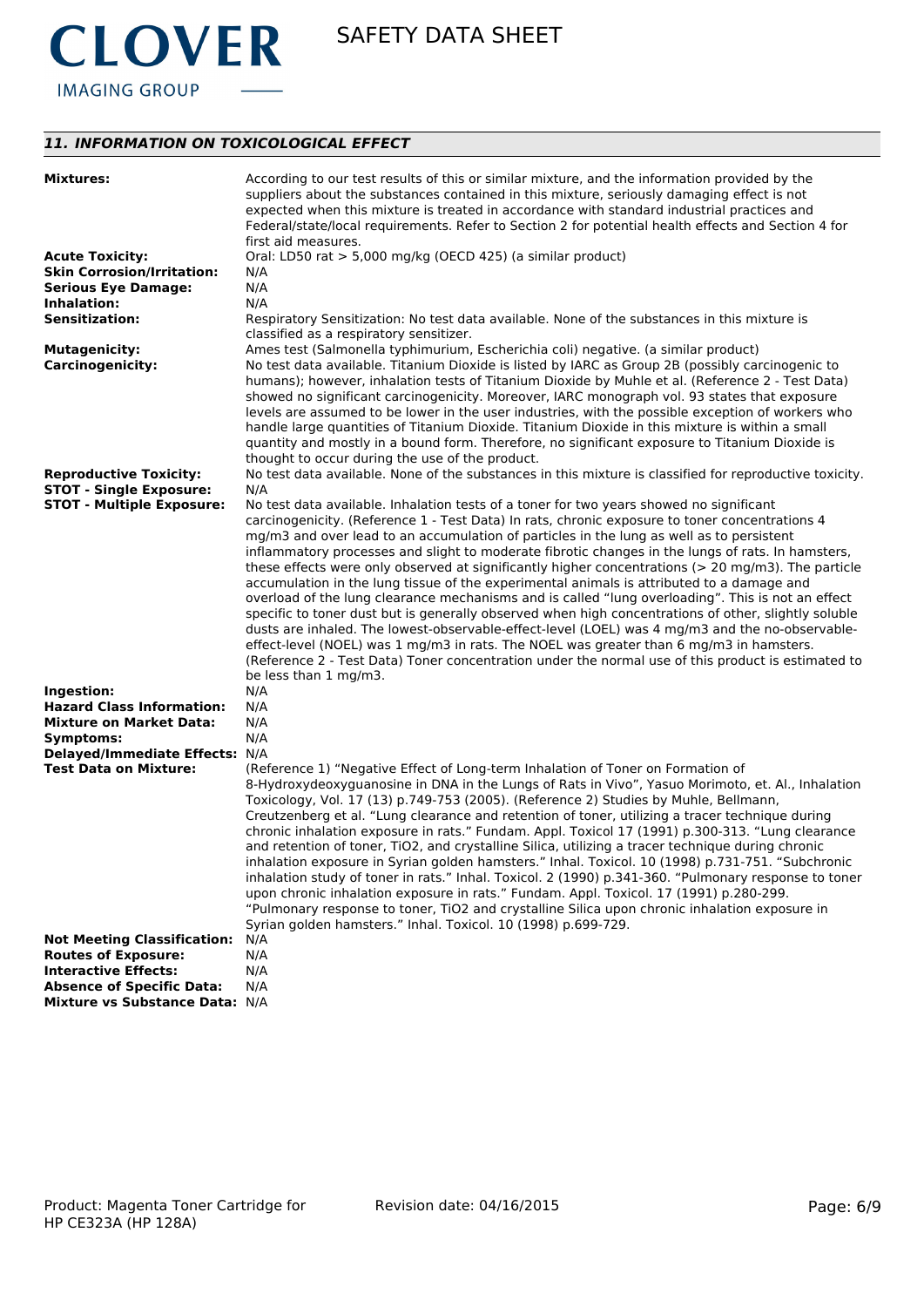## 11. INFORMATION ON TOXICOLOGICAL EFFECT

| | |
|---|---|
| **Mixtures:** | According to our test results of this or similar mixture, and the information provided by the suppliers about the substances contained in this mixture, seriously damaging effect is not expected when this mixture is treated in accordance with standard industrial practices and Federal/state/local requirements. Refer to Section 2 for potential health effects and Section 4 for first aid measures. |
| **Acute Toxicity:** | Oral: LD50 rat > 5,000 mg/kg (OECD 425) (a similar product) |
| **Skin Corrosion/Irritation:** | N/A |
| **Serious Eye Damage:** | N/A |
| **Inhalation:** | N/A |
| **Sensitization:** | Respiratory Sensitization: No test data available. None of the substances in this mixture is classified as a respiratory sensitizer. |
| **Mutagenicity:** | Ames test (Salmonella typhimurium, Escherichia coli) negative. (a similar product) |
| **Carcinogenicity:** | No test data available. Titanium Dioxide is listed by IARC as Group 2B (possibly carcinogenic to humans); however, inhalation tests of Titanium Dioxide by Muhle et al. (Reference 2 - Test Data) showed no significant carcinogenicity. Moreover, IARC monograph vol. 93 states that exposure levels are assumed to be lower in the user industries, with the possible exception of workers who handle large quantities of Titanium Dioxide. Titanium Dioxide in this mixture is within a small quantity and mostly in a bound form. Therefore, no significant exposure to Titanium Dioxide is thought to occur during the use of the product. |
| **Reproductive Toxicity:** | No test data available. None of the substances in this mixture is classified for reproductive toxicity. |
| **STOT - Single Exposure:** | N/A |
| **STOT - Multiple Exposure:** | No test data available. Inhalation tests of a toner for two years showed no significant carcinogenicity. (Reference 1 - Test Data) In rats, chronic exposure to toner concentrations 4 mg/m3 and over lead to an accumulation of particles in the lung as well as to persistent inflammatory processes and slight to moderate fibrotic changes in the lungs of rats. In hamsters, these effects were only observed at significantly higher concentrations (> 20 mg/m3). The particle accumulation in the lung tissue of the experimental animals is attributed to a damage and overload of the lung clearance mechanisms and is called "lung overloading". This is not an effect specific to toner dust but is generally observed when high concentrations of other, slightly soluble dusts are inhaled. The lowest-observable-effect-level (LOEL) was 4 mg/m3 and the no-observable-effect-level (NOEL) was 1 mg/m3 in rats. The NOEL was greater than 6 mg/m3 in hamsters. (Reference 2 - Test Data) Toner concentration under the normal use of this product is estimated to be less than 1 mg/m3. |
| **Ingestion:** | N/A |
| **Hazard Class Information:** | N/A |
| **Mixture on Market Data:** | N/A |
| **Symptoms:** | N/A |
| **Delayed/Immediate Effects:** | N/A |
| **Test Data on Mixture:** | (Reference 1) "Negative Effect of Long-term Inhalation of Toner on Formation of 8-Hydroxydeoxyguanosine in DNA in the Lungs of Rats in Vivo", Yasuo Morimoto, et. Al., Inhalation Toxicology, Vol. 17 (13) p.749-753 (2005). (Reference 2) Studies by Muhle, Bellmann, Creutzenberg et al. "Lung clearance and retention of toner, utilizing a tracer technique during chronic inhalation exposure in rats." Fundam. Appl. Toxicol 17 (1991) p.300-313. "Lung clearance and retention of toner, TiO2, and crystalline Silica, utilizing a tracer technique during chronic inhalation exposure in Syrian golden hamsters." Inhal. Toxicol. 10 (1998) p.731-751. "Subchronic inhalation study of toner in rats." Inhal. Toxicol. 2 (1990) p.341-360. "Pulmonary response to toner upon chronic inhalation exposure in rats." Fundam. Appl. Toxicol. 17 (1991) p.280-299. "Pulmonary response to toner, TiO2 and crystalline Silica upon chronic inhalation exposure in Syrian golden hamsters." Inhal. Toxicol. 10 (1998) p.699-729. |
| **Not Meeting Classification:** | N/A |
| **Routes of Exposure:** | N/A |
| **Interactive Effects:** | N/A |
| **Absence of Specific Data:** | N/A |
| **Mixture vs Substance Data:** | N/A |

Product: Magenta Toner Cartridge for HP CE323A (HP 128A) Revision date: 04/16/2015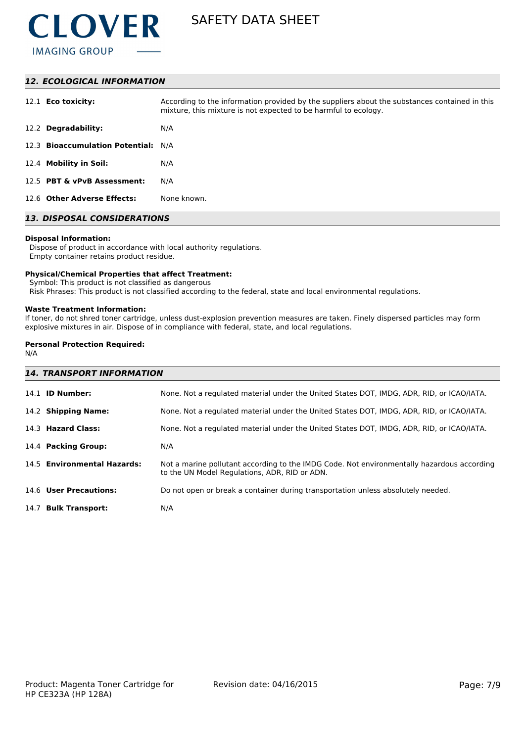## 12. ECOLOGICAL INFORMATION

| | |
|---|---|
| 12.1 **Eco toxicity:** | According to the information provided by the suppliers about the substances contained in this mixture, this mixture is not expected to be harmful to ecology. |
| 12.2 **Degradability:** | N/A |
| 12.3 **Bioaccumulation Potential:** | N/A |
| 12.4 **Mobility in Soil:** | N/A |
| 12.5 **PBT & vPvB Assessment:** | N/A |
| 12.6 **Other Adverse Effects:** | None known. |

## 13. DISPOSAL CONSIDERATIONS

**Disposal Information:**
Dispose of product in accordance with local authority regulations.
Empty container retains product residue.

**Physical/Chemical Properties that affect Treatment:**
Symbol: This product is not classified as dangerous
Risk Phrases: This product is not classified according to the federal, state and local environmental regulations.

**Waste Treatment Information:**
If toner, do not shred toner cartridge, unless dust-explosion prevention measures are taken. Finely dispersed particles may form explosive mixtures in air. Dispose of in compliance with federal, state, and local regulations.

**Personal Protection Required:**
N/A

## 14. TRANSPORT INFORMATION

| | |
|---|---|
| 14.1 **ID Number:** | None. Not a regulated material under the United States DOT, IMDG, ADR, RID, or ICAO/IATA. |
| 14.2 **Shipping Name:** | None. Not a regulated material under the United States DOT, IMDG, ADR, RID, or ICAO/IATA. |
| 14.3 **Hazard Class:** | None. Not a regulated material under the United States DOT, IMDG, ADR, RID, or ICAO/IATA. |
| 14.4 **Packing Group:** | N/A |
| 14.5 **Environmental Hazards:** | Not a marine pollutant according to the IMDG Code. Not environmentally hazardous according to the UN Model Regulations, ADR, RID or ADN. |
| 14.6 **User Precautions:** | Do not open or break a container during transportation unless absolutely needed. |
| 14.7 **Bulk Transport:** | N/A |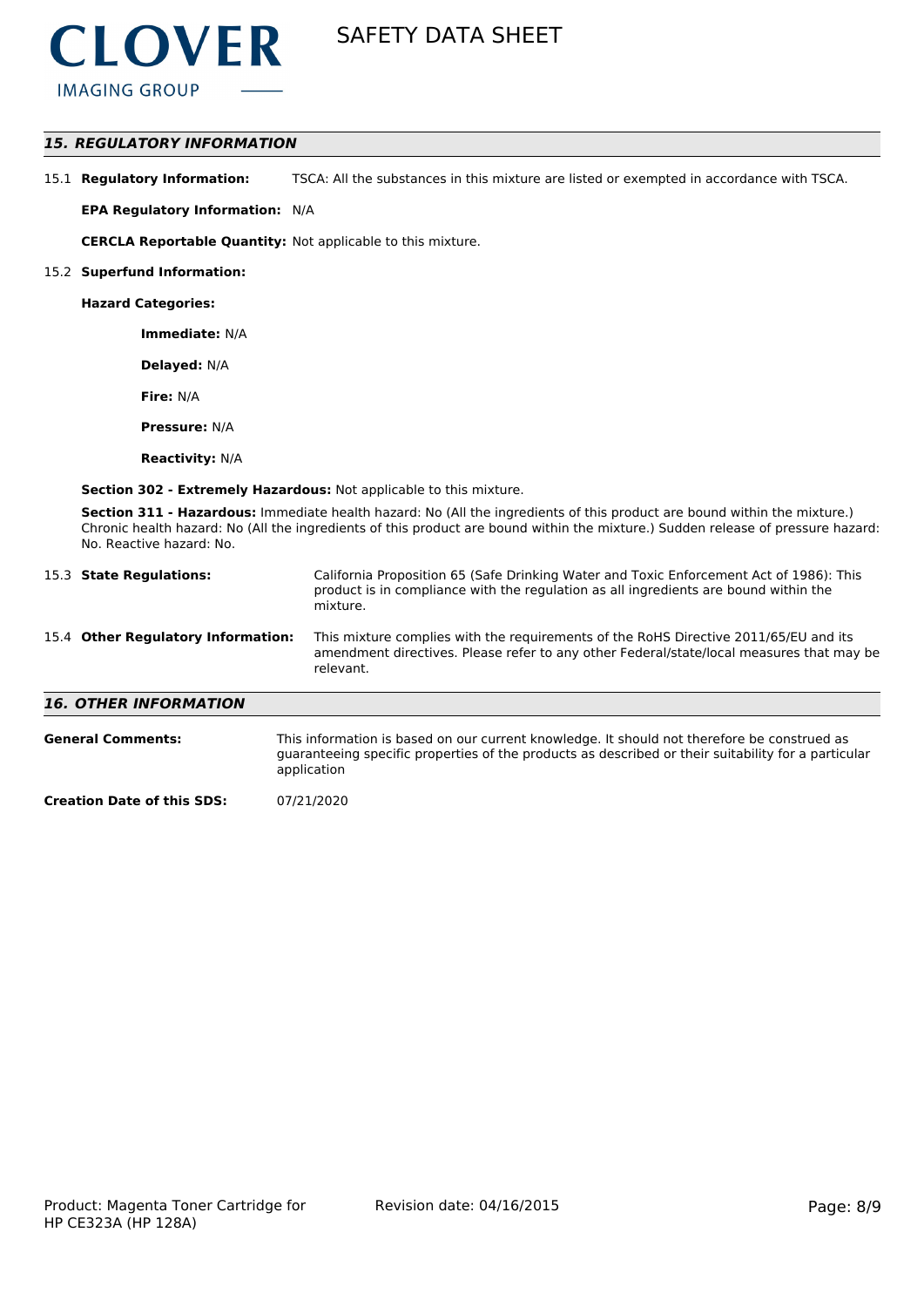## *15. REGULATORY INFORMATION*

15.1 **Regulatory Information:** TSCA: All the substances in this mixture are listed or exempted in accordance with TSCA.

**EPA Regulatory Information:** N/A

**CERCLA Reportable Quantity:** Not applicable to this mixture.

15.2 **Superfund Information:**

**Hazard Categories:**

**Immediate:** N/A

**Delayed:** N/A

**Fire:** N/A

**Pressure:** N/A

**Reactivity:** N/A

**Section 302 - Extremely Hazardous:** Not applicable to this mixture.

**Section 311 - Hazardous:** Immediate health hazard: No (All the ingredients of this product are bound within the mixture.) Chronic health hazard: No (All the ingredients of this product are bound within the mixture.) Sudden release of pressure hazard: No. Reactive hazard: No.

15.3 **State Regulations:** California Proposition 65 (Safe Drinking Water and Toxic Enforcement Act of 1986): This product is in compliance with the regulation as all ingredients are bound within the mixture.

15.4 **Other Regulatory Information:** This mixture complies with the requirements of the RoHS Directive 2011/65/EU and its amendment directives. Please refer to any other Federal/state/local measures that may be relevant.

## *16. OTHER INFORMATION*

**General Comments:** This information is based on our current knowledge. It should not therefore be construed as guaranteeing specific properties of the products as described or their suitability for a particular application

**Creation Date of this SDS:** 07/21/2020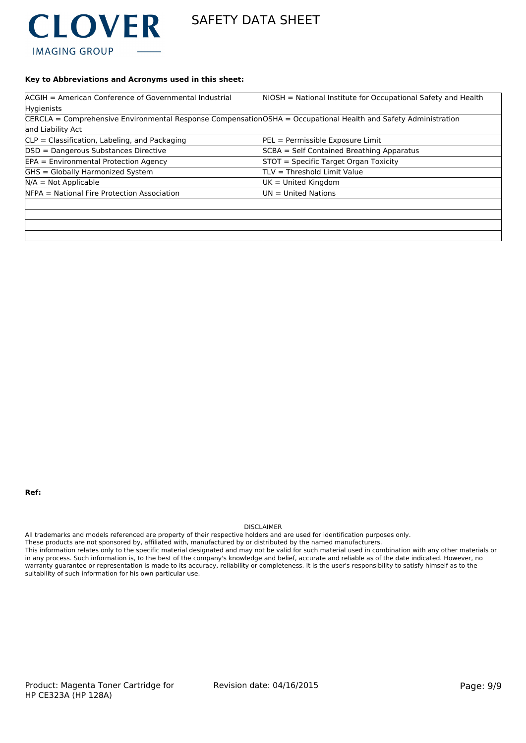**Key to Abbreviations and Acronyms used in this sheet:**

| | |
|---|---|
| ACGIH = American Conference of Governmental Industrial Hygienists | NIOSH = National Institute for Occupational Safety and Health |
| CERCLA = Comprehensive Environmental Response Compensation and Liability Act | OSHA = Occupational Health and Safety Administration |
| CLP = Classification, Labeling, and Packaging | PEL = Permissible Exposure Limit |
| DSD = Dangerous Substances Directive | SCBA = Self Contained Breathing Apparatus |
| EPA = Environmental Protection Agency | STOT = Specific Target Organ Toxicity |
| GHS = Globally Harmonized System | TLV = Threshold Limit Value |
| N/A = Not Applicable | UK = United Kingdom |
| NFPA = National Fire Protection Association | UN = United Nations |
| | |
| | |
| | |
| | |

**Ref:**

DISCLAIMER

All trademarks and models referenced are property of their respective holders and are used for identification purposes only.
These products are not sponsored by, affiliated with, manufactured by or distributed by the named manufacturers.
This information relates only to the specific material designated and may not be valid for such material used in combination with any other materials or in any process. Such information is, to the best of the company's knowledge and belief, accurate and reliable as of the date indicated. However, no warranty guarantee or representation is made to its accuracy, reliability or completeness. It is the user's responsibility to satisfy himself as to the suitability of such information for his own particular use.